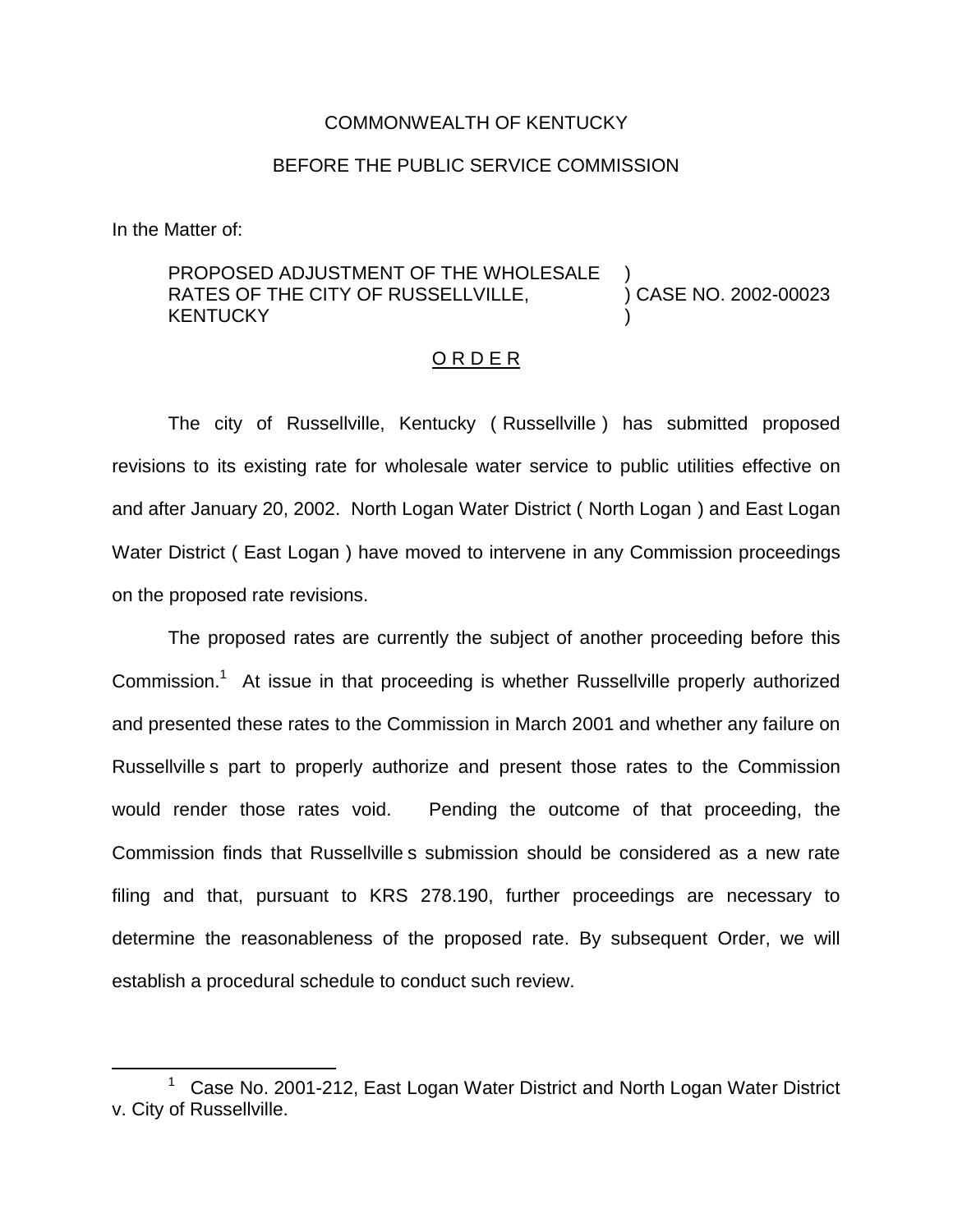COMMONWEALTH OF KENTUCKY

BEFORE THE PUBLIC SERVICE COMMISSION

In the Matter of:

PROPOSED ADJUSTMENT OF THE WHOLESALE RATES OF THE CITY OF RUSSELLVILLE, KENTUCKY ) CASE NO. 2002-00023

O R D E R

The city of Russellville, Kentucky ( Russellville ) has submitted proposed revisions to its existing rate for wholesale water service to public utilities effective on and after January 20, 2002. North Logan Water District ( North Logan ) and East Logan Water District ( East Logan ) have moved to intervene in any Commission proceedings on the proposed rate revisions.

The proposed rates are currently the subject of another proceeding before this Commission.[1] At issue in that proceeding is whether Russellville properly authorized and presented these rates to the Commission in March 2001 and whether any failure on Russellville s part to properly authorize and present those rates to the Commission would render those rates void. Pending the outcome of that proceeding, the Commission finds that Russellville s submission should be considered as a new rate filing and that, pursuant to KRS 278.190, further proceedings are necessary to determine the reasonableness of the proposed rate. By subsequent Order, we will establish a procedural schedule to conduct such review.

[1] Case No. 2001-212, East Logan Water District and North Logan Water District v. City of Russellville.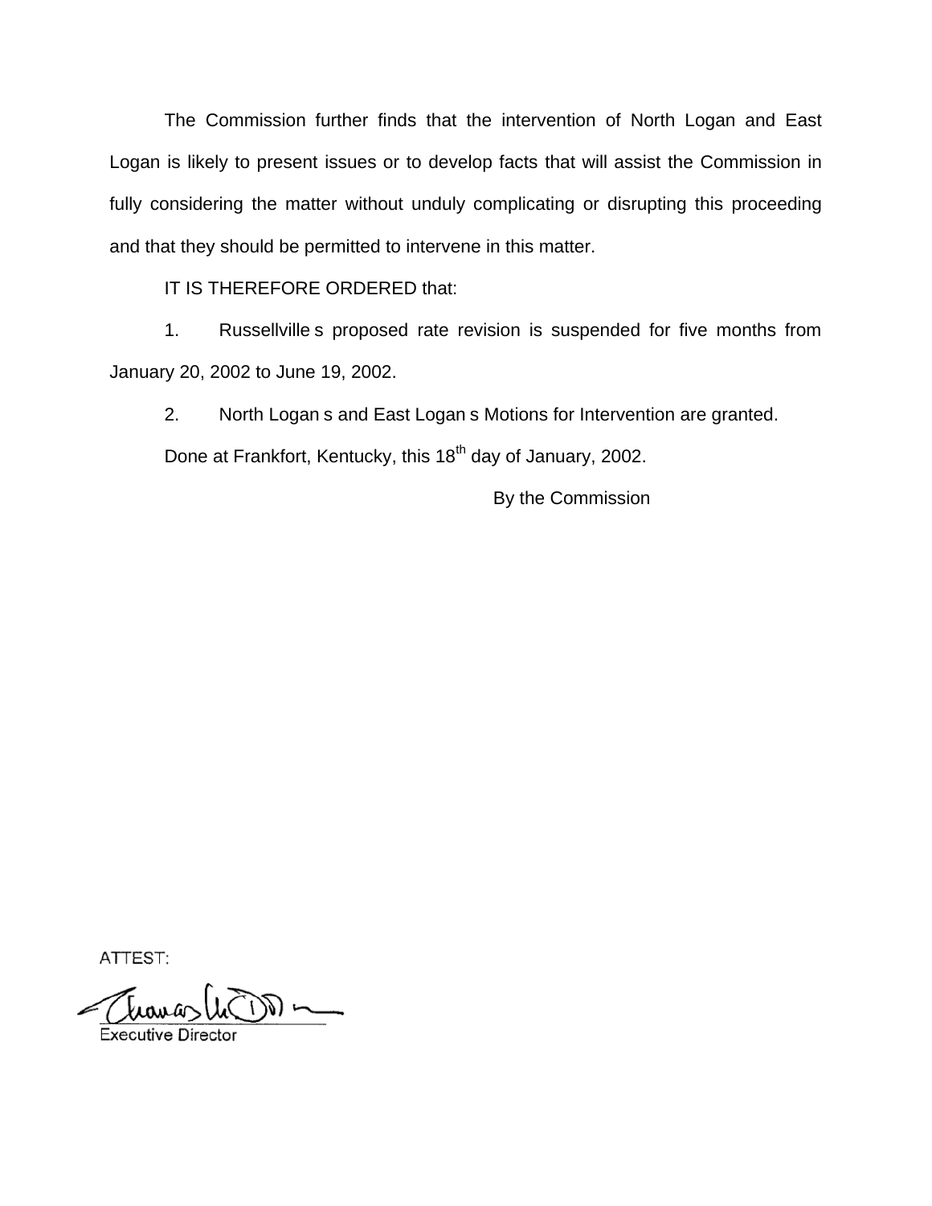The Commission further finds that the intervention of North Logan and East Logan is likely to present issues or to develop facts that will assist the Commission in fully considering the matter without unduly complicating or disrupting this proceeding and that they should be permitted to intervene in this matter.

IT IS THEREFORE ORDERED that:

1. Russellville s proposed rate revision is suspended for five months from January 20, 2002 to June 19, 2002.

2. North Logan s and East Logan s Motions for Intervention are granted.

Done at Frankfort, Kentucky, this 18th day of January, 2002.

By the Commission

ATTEST:

Executive Director